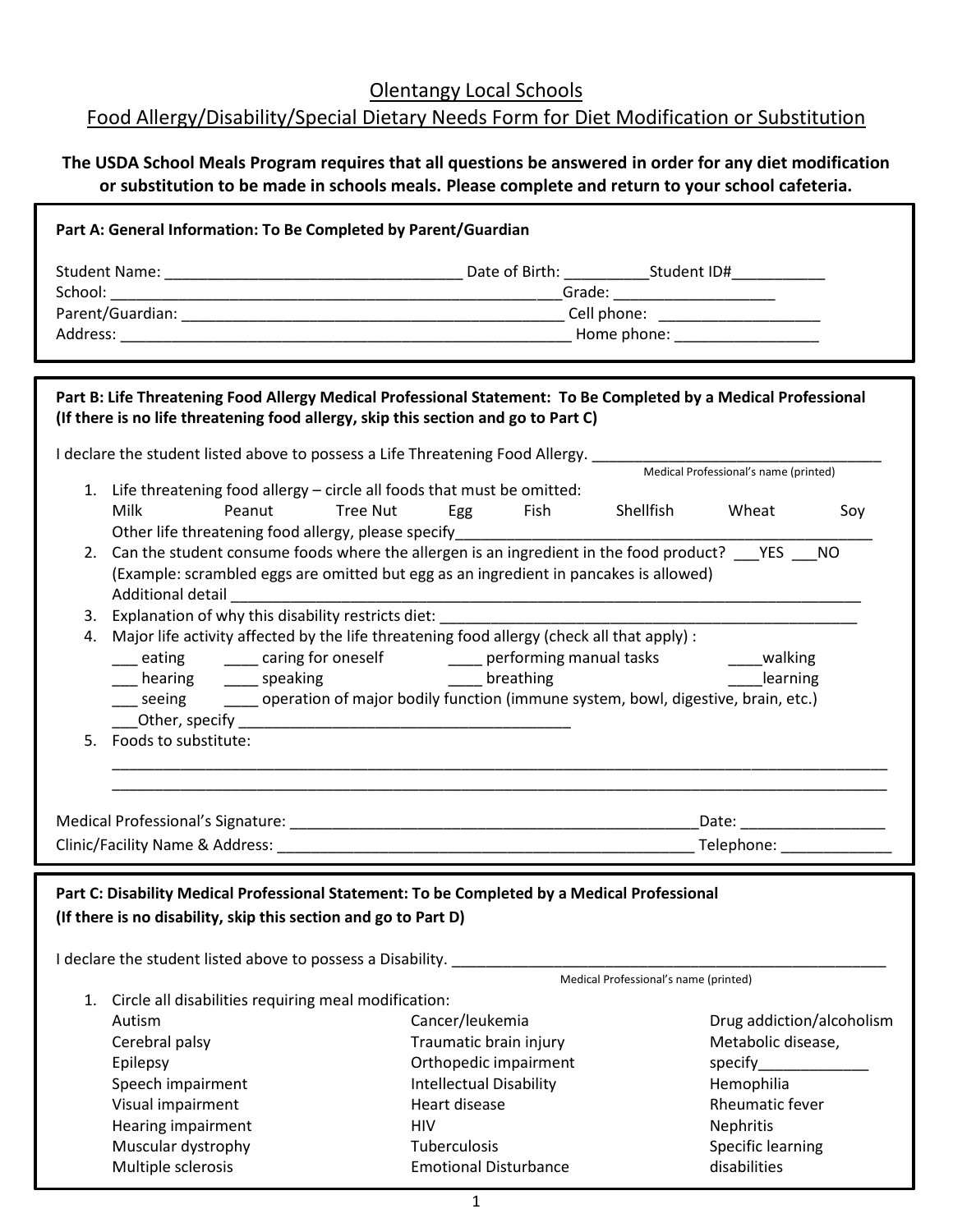# Olentangy Local Schools

## Food Allergy/Disability/Special Dietary Needs Form for Diet Modification or Substitution

**The USDA School Meals Program requires that all questions be answered in order for any diet modification or substitution to be made in schools meals. Please complete and return to your school cafeteria.**

**Part A: General Information: To Be Completed by Parent/Guardian**

Student Name: ___________________________________ Date of Birth: __________Student ID#___________

School: ____________________________________________________Grade: ___________________

Parent/Guardian: _____________________________________________ Cell phone: ___________________

Address: _____________________________________________________ Home phone: _________________

**Part B: Life Threatening Food Allergy Medical Professional Statement: To Be Completed by a Medical Professional (If there is no life threatening food allergy, skip this section and go to Part C)**

I declare the student listed above to possess a Life Threatening Food Allergy. ___________________________________

Medical Professional's name (printed)

1. Life threatening food allergy – circle all foods that must be omitted:
   Milk Peanut Tree Nut Egg Fish Shellfish Wheat Soy
   Other life threatening food allergy, please specify_________________________________________________
2. Can the student consume foods where the allergen is an ingredient in the food product? ___YES ___NO
   (Example: scrambled eggs are omitted but egg as an ingredient in pancakes is allowed)
   Additional detail ___________________________________________________________________________
3. Explanation of why this disability restricts diet: ___________________________________________________
4. Major life activity affected by the life threatening food allergy (check all that apply) :
   ___ eating ____ caring for oneself ____ performing manual tasks ____walking
   ___ hearing ____ speaking ____ breathing ____learning
   ___ seeing ____ operation of major bodily function (immune system, bowl, digestive, brain, etc.)
   ___Other, specify ________________________________________
5. Foods to substitute:
   ____________________________________________________________________________________________
   ____________________________________________________________________________________________

Medical Professional's Signature: _________________________________________________Date: _________________

Clinic/Facility Name & Address: ___________________________________________________ Telephone: _____________

**Part C: Disability Medical Professional Statement: To be Completed by a Medical Professional (If there is no disability, skip this section and go to Part D)**

I declare the student listed above to possess a Disability. ______________________________________________________

Medical Professional's name (printed)

1. Circle all disabilities requiring meal modification:

| | | |
|---|---|---|
| Autism | Cancer/leukemia | Drug addiction/alcoholism |
| Cerebral palsy | Traumatic brain injury | Metabolic disease, |
| Epilepsy | Orthopedic impairment | specify_____________ |
| Speech impairment | Intellectual Disability | Hemophilia |
| Visual impairment | Heart disease | Rheumatic fever |
| Hearing impairment | HIV | Nephritis |
| Muscular dystrophy | Tuberculosis | Specific learning |
| Multiple sclerosis | Emotional Disturbance | disabilities |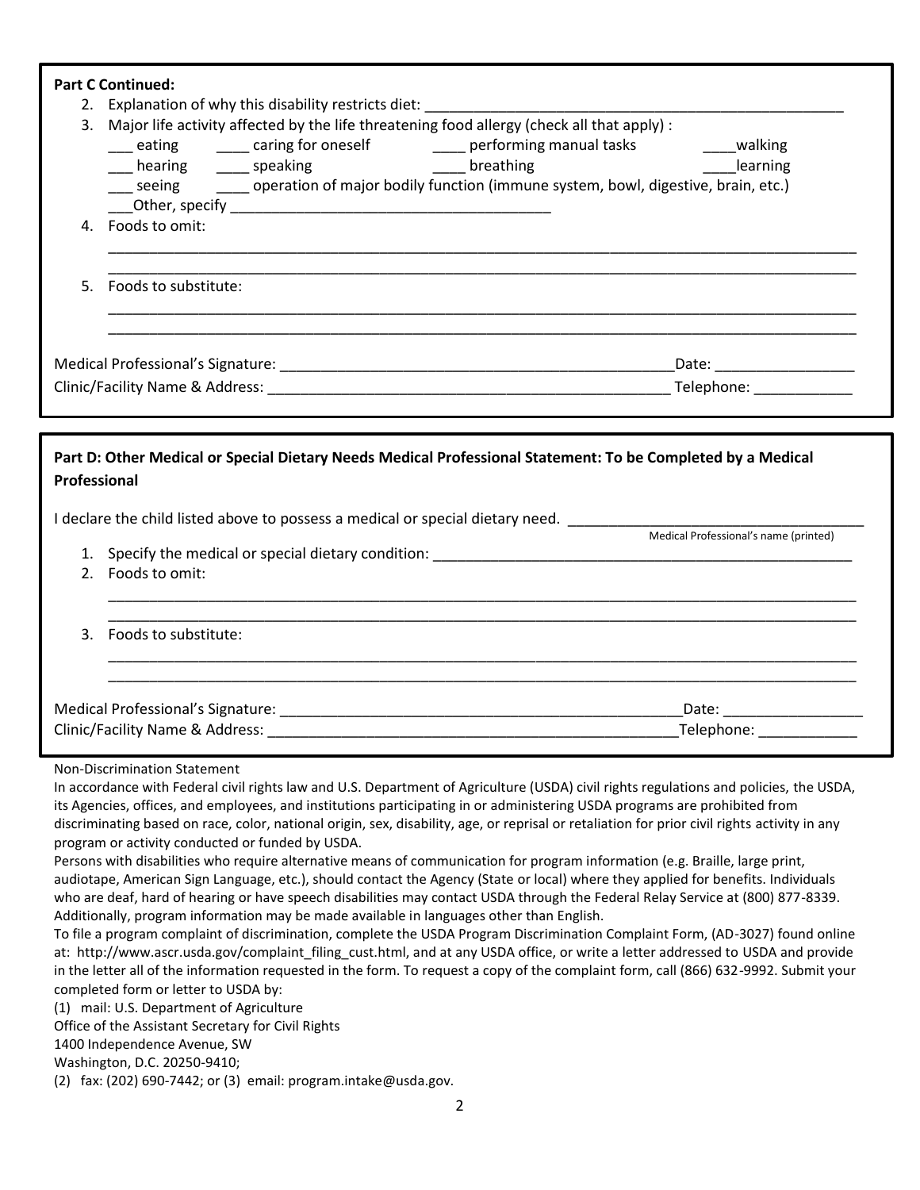**Part C Continued:**

2. Explanation of why this disability restricts diet: ____________________________________________________
3. Major life activity affected by the life threatening food allergy (check all that apply) :
   - ___ eating
   - ____ caring for oneself
   - ____ performing manual tasks
   - ____walking
   - ___ hearing
   - ____ speaking
   - ____ breathing
   - ____learning
   - ___ seeing
   - ____ operation of major bodily function (immune system, bowl, digestive, brain, etc.)
   - ___Other, specify ______________________________________
4. Foods to omit:

   ______________________________________________________________________________________________

   ______________________________________________________________________________________________

5. Foods to substitute:

   ______________________________________________________________________________________________

   ______________________________________________________________________________________________

Medical Professional's Signature: _______________________________________________ Date: _________________

Clinic/Facility Name & Address: ________________________________________________ Telephone: ____________

**Part D: Other Medical or Special Dietary Needs Medical Professional Statement: To be Completed by a Medical Professional**

I declare the child listed above to possess a medical or special dietary need. ____________________________________

Medical Professional's name (printed)

1. Specify the medical or special dietary condition: ______________________________________________________
2. Foods to omit:

   ______________________________________________________________________________________________

   ______________________________________________________________________________________________

3. Foods to substitute:

   ______________________________________________________________________________________________

   ______________________________________________________________________________________________

Medical Professional's Signature: _______________________________________________ Date: _________________

Clinic/Facility Name & Address: ________________________________________________ Telephone: ____________

Non-Discrimination Statement

In accordance with Federal civil rights law and U.S. Department of Agriculture (USDA) civil rights regulations and policies, the USDA, its Agencies, offices, and employees, and institutions participating in or administering USDA programs are prohibited from discriminating based on race, color, national origin, sex, disability, age, or reprisal or retaliation for prior civil rights activity in any program or activity conducted or funded by USDA.

Persons with disabilities who require alternative means of communication for program information (e.g. Braille, large print, audiotape, American Sign Language, etc.), should contact the Agency (State or local) where they applied for benefits. Individuals who are deaf, hard of hearing or have speech disabilities may contact USDA through the Federal Relay Service at (800) 877-8339. Additionally, program information may be made available in languages other than English.

To file a program complaint of discrimination, complete the USDA Program Discrimination Complaint Form, (AD-3027) found online at: http://www.ascr.usda.gov/complaint_filing_cust.html, and at any USDA office, or write a letter addressed to USDA and provide in the letter all of the information requested in the form. To request a copy of the complaint form, call (866) 632-9992. Submit your completed form or letter to USDA by:

(1) mail: U.S. Department of Agriculture

Office of the Assistant Secretary for Civil Rights

1400 Independence Avenue, SW

Washington, D.C. 20250-9410;

(2) fax: (202) 690-7442; or (3) email: program.intake@usda.gov.